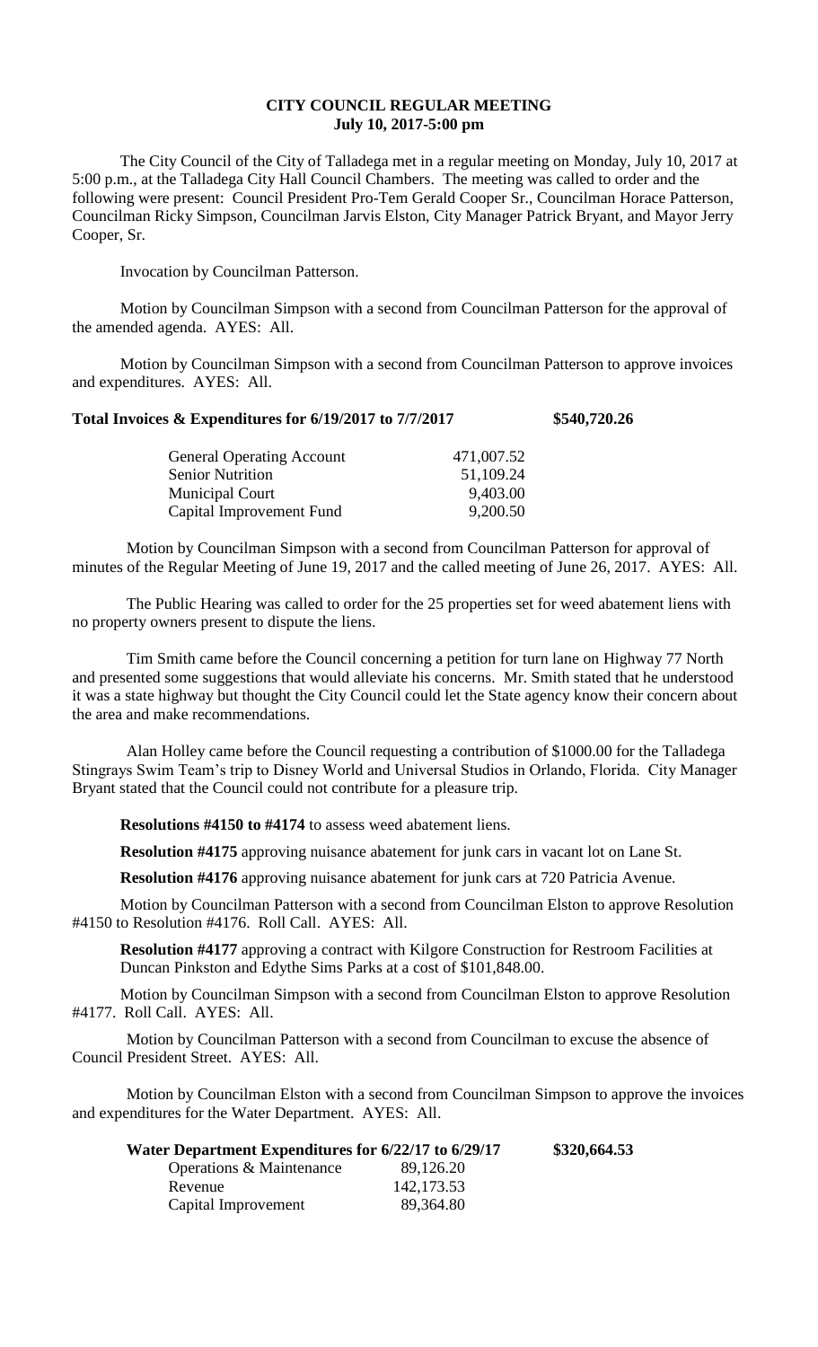# CITY COUNCIL REGULAR MEETING
## July 10, 2017-5:00 pm

The City Council of the City of Talladega met in a regular meeting on Monday, July 10, 2017 at 5:00 p.m., at the Talladega City Hall Council Chambers. The meeting was called to order and the following were present: Council President Pro-Tem Gerald Cooper Sr., Councilman Horace Patterson, Councilman Ricky Simpson, Councilman Jarvis Elston, City Manager Patrick Bryant, and Mayor Jerry Cooper, Sr.

Invocation by Councilman Patterson.

Motion by Councilman Simpson with a second from Councilman Patterson for the approval of the amended agenda. AYES: All.

Motion by Councilman Simpson with a second from Councilman Patterson to approve invoices and expenditures. AYES: All.

**Total Invoices & Expenditures for 6/19/2017 to 7/7/2017 $540,720.26**

| | |
|---|---|
| General Operating Account | 471,007.52 |
| Senior Nutrition | 51,109.24 |
| Municipal Court | 9,403.00 |
| Capital Improvement Fund | 9,200.50 |

Motion by Councilman Simpson with a second from Councilman Patterson for approval of minutes of the Regular Meeting of June 19, 2017 and the called meeting of June 26, 2017. AYES: All.

The Public Hearing was called to order for the 25 properties set for weed abatement liens with no property owners present to dispute the liens.

Tim Smith came before the Council concerning a petition for turn lane on Highway 77 North and presented some suggestions that would alleviate his concerns. Mr. Smith stated that he understood it was a state highway but thought the City Council could let the State agency know their concern about the area and make recommendations.

Alan Holley came before the Council requesting a contribution of $1000.00 for the Talladega Stingrays Swim Team's trip to Disney World and Universal Studios in Orlando, Florida. City Manager Bryant stated that the Council could not contribute for a pleasure trip.

**Resolutions #4150 to #4174** to assess weed abatement liens.

**Resolution #4175** approving nuisance abatement for junk cars in vacant lot on Lane St.

**Resolution #4176** approving nuisance abatement for junk cars at 720 Patricia Avenue.

Motion by Councilman Patterson with a second from Councilman Elston to approve Resolution #4150 to Resolution #4176. Roll Call. AYES: All.

**Resolution #4177** approving a contract with Kilgore Construction for Restroom Facilities at Duncan Pinkston and Edythe Sims Parks at a cost of $101,848.00.

Motion by Councilman Simpson with a second from Councilman Elston to approve Resolution #4177. Roll Call. AYES: All.

Motion by Councilman Patterson with a second from Councilman to excuse the absence of Council President Street. AYES: All.

Motion by Councilman Elston with a second from Councilman Simpson to approve the invoices and expenditures for the Water Department. AYES: All.

**Water Department Expenditures for 6/22/17 to 6/29/17 $320,664.53**

| | |
|---|---|
| Operations & Maintenance | 89,126.20 |
| Revenue | 142,173.53 |
| Capital Improvement | 89,364.80 |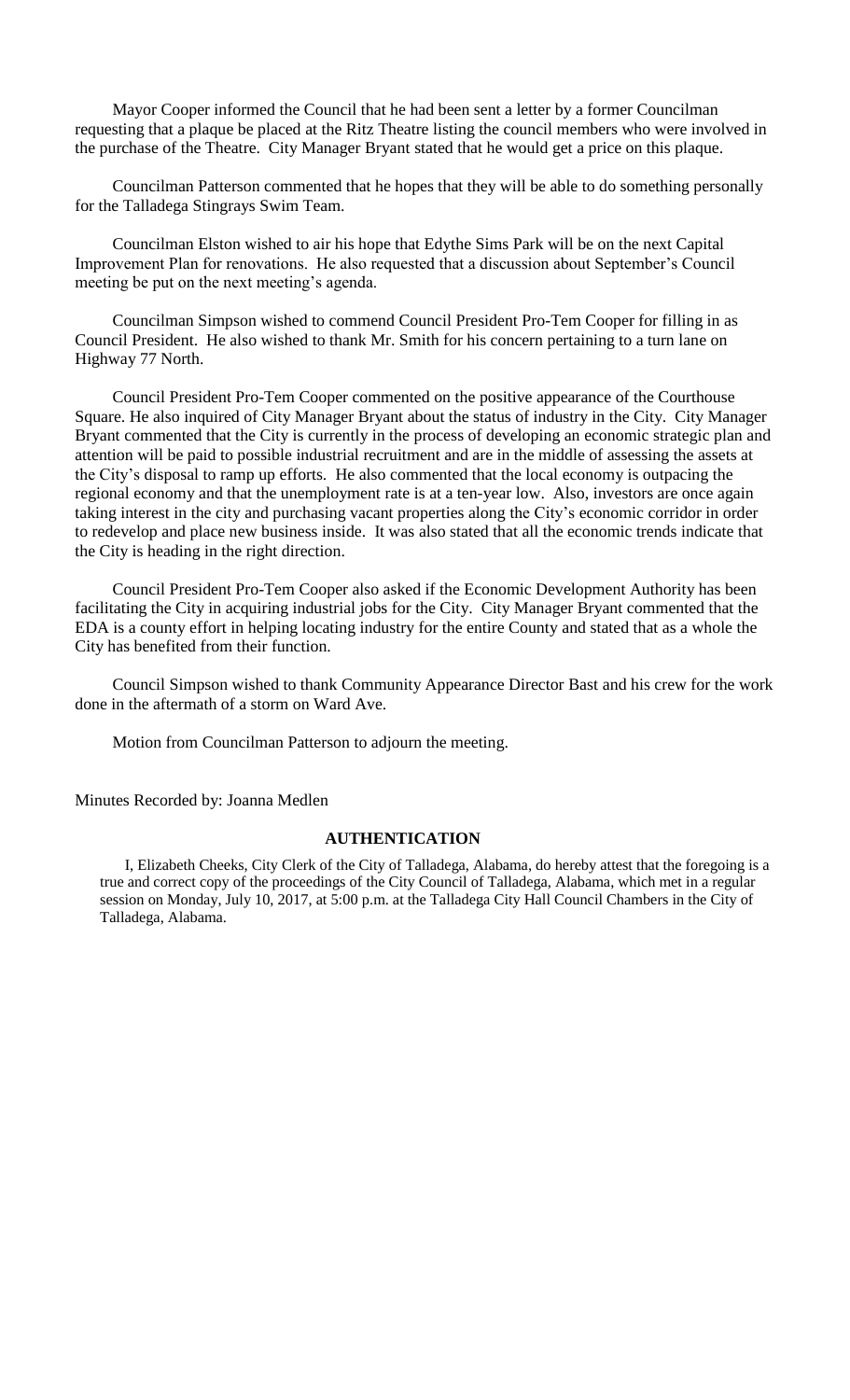Mayor Cooper informed the Council that he had been sent a letter by a former Councilman requesting that a plaque be placed at the Ritz Theatre listing the council members who were involved in the purchase of the Theatre. City Manager Bryant stated that he would get a price on this plaque.

Councilman Patterson commented that he hopes that they will be able to do something personally for the Talladega Stingrays Swim Team.

Councilman Elston wished to air his hope that Edythe Sims Park will be on the next Capital Improvement Plan for renovations. He also requested that a discussion about September's Council meeting be put on the next meeting's agenda.

Councilman Simpson wished to commend Council President Pro-Tem Cooper for filling in as Council President. He also wished to thank Mr. Smith for his concern pertaining to a turn lane on Highway 77 North.

Council President Pro-Tem Cooper commented on the positive appearance of the Courthouse Square. He also inquired of City Manager Bryant about the status of industry in the City. City Manager Bryant commented that the City is currently in the process of developing an economic strategic plan and attention will be paid to possible industrial recruitment and are in the middle of assessing the assets at the City's disposal to ramp up efforts. He also commented that the local economy is outpacing the regional economy and that the unemployment rate is at a ten-year low. Also, investors are once again taking interest in the city and purchasing vacant properties along the City's economic corridor in order to redevelop and place new business inside. It was also stated that all the economic trends indicate that the City is heading in the right direction.

Council President Pro-Tem Cooper also asked if the Economic Development Authority has been facilitating the City in acquiring industrial jobs for the City. City Manager Bryant commented that the EDA is a county effort in helping locating industry for the entire County and stated that as a whole the City has benefited from their function.

Council Simpson wished to thank Community Appearance Director Bast and his crew for the work done in the aftermath of a storm on Ward Ave.

Motion from Councilman Patterson to adjourn the meeting.

Minutes Recorded by: Joanna Medlen

## AUTHENTICATION

I, Elizabeth Cheeks, City Clerk of the City of Talladega, Alabama, do hereby attest that the foregoing is a true and correct copy of the proceedings of the City Council of Talladega, Alabama, which met in a regular session on Monday, July 10, 2017, at 5:00 p.m. at the Talladega City Hall Council Chambers in the City of Talladega, Alabama.